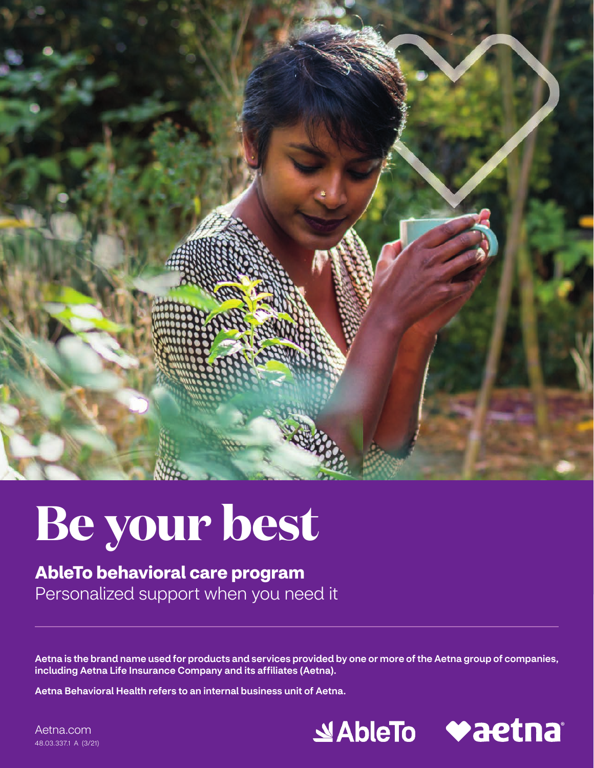# Be your best

**AbleTo behavioral care program**

Personalized support when you need it

**Aetna is the brand name used for products and services provided by one or more of the Aetna group of companies, including Aetna Life Insurance Company and its affiliates (Aetna).**

**Aetna Behavioral Health refers to an internal business unit of Aetna.**

Aetna.com

48.03.337.1 A (3/21)

AbleTo aetna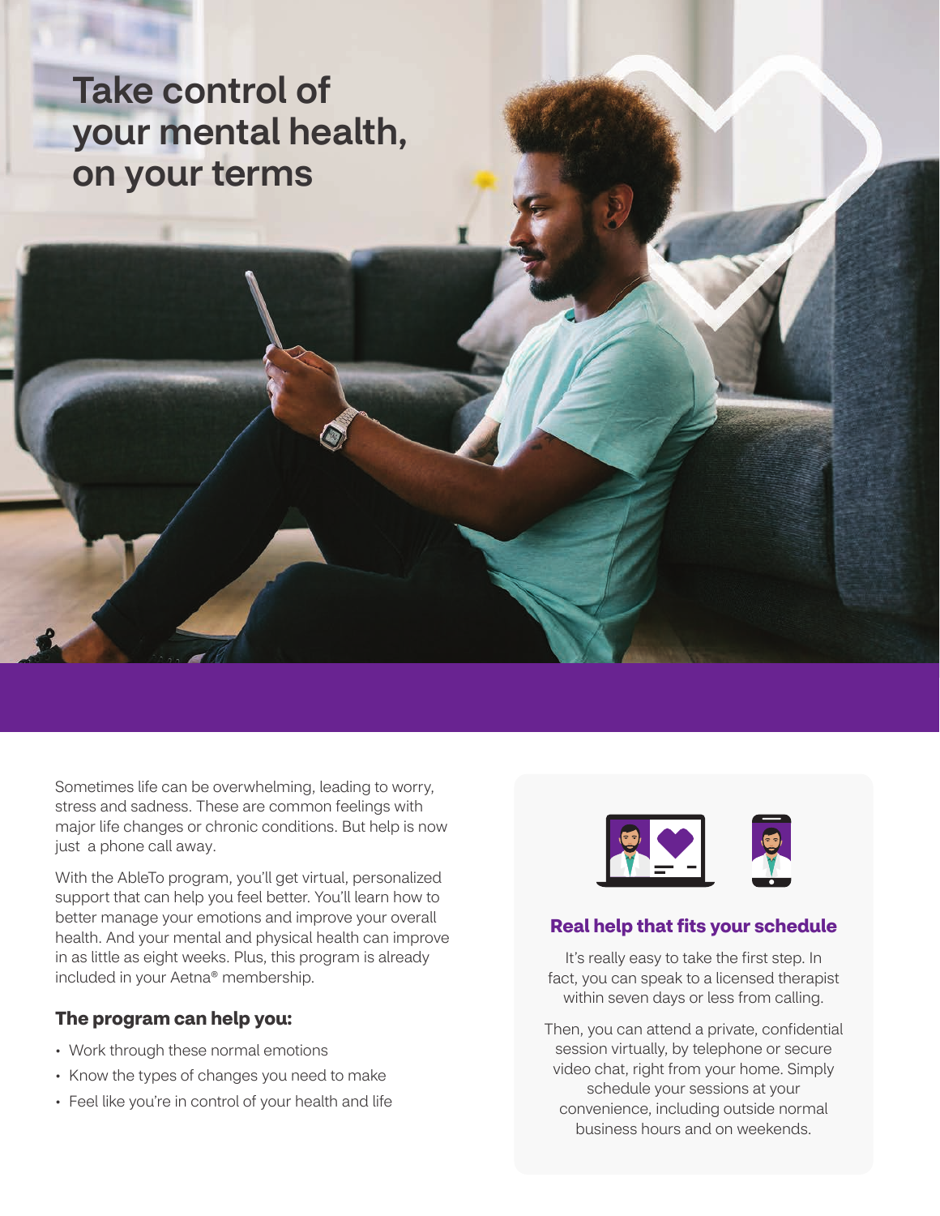# Take control of your mental health, on your terms

Sometimes life can be overwhelming, leading to worry, stress and sadness. These are common feelings with major life changes or chronic conditions. But help is now just a phone call away.

With the AbleTo program, you'll get virtual, personalized support that can help you feel better. You'll learn how to better manage your emotions and improve your overall health. And your mental and physical health can improve in as little as eight weeks. Plus, this program is already included in your Aetna® membership.

## The program can help you:

- Work through these normal emotions
- Know the types of changes you need to make
- Feel like you're in control of your health and life

## Real help that fits your schedule

It's really easy to take the first step. In fact, you can speak to a licensed therapist within seven days or less from calling.

Then, you can attend a private, confidential session virtually, by telephone or secure video chat, right from your home. Simply schedule your sessions at your convenience, including outside normal business hours and on weekends.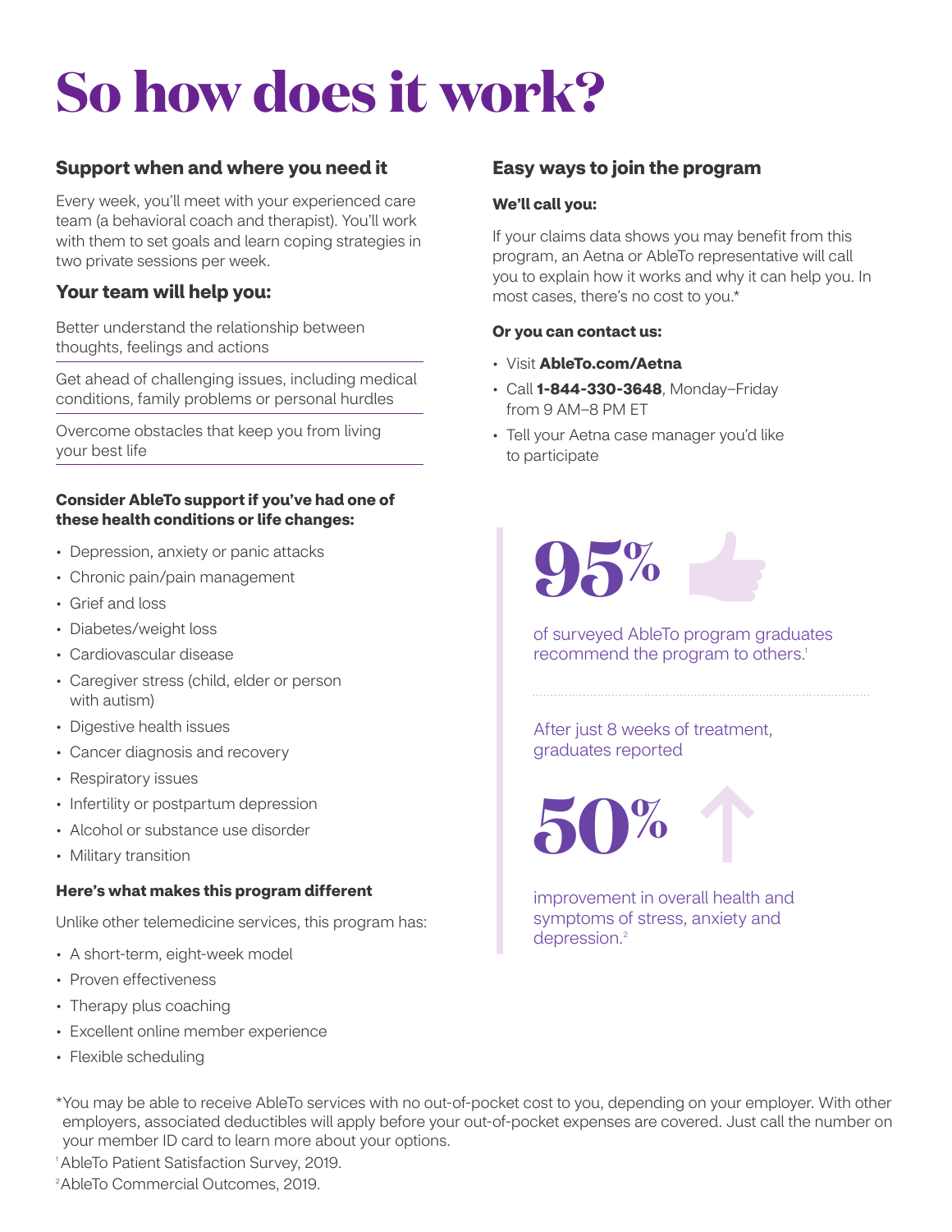# So how does it work?

## Support when and where you need it

Every week, you'll meet with your experienced care team (a behavioral coach and therapist). You'll work with them to set goals and learn coping strategies in two private sessions per week.

## Your team will help you:

Better understand the relationship between thoughts, feelings and actions

Get ahead of challenging issues, including medical conditions, family problems or personal hurdles

Overcome obstacles that keep you from living your best life

**Consider AbleTo support if you've had one of these health conditions or life changes:**

- Depression, anxiety or panic attacks
- Chronic pain/pain management
- Grief and loss
- Diabetes/weight loss
- Cardiovascular disease
- Caregiver stress (child, elder or person with autism)
- Digestive health issues
- Cancer diagnosis and recovery
- Respiratory issues
- Infertility or postpartum depression
- Alcohol or substance use disorder
- Military transition

**Here's what makes this program different**

Unlike other telemedicine services, this program has:

- A short-term, eight-week model
- Proven effectiveness
- Therapy plus coaching
- Excellent online member experience
- Flexible scheduling

## Easy ways to join the program

**We'll call you:**

If your claims data shows you may benefit from this program, an Aetna or AbleTo representative will call you to explain how it works and why it can help you. In most cases, there's no cost to you.*

**Or you can contact us:**

- Visit **AbleTo.com/Aetna**
- Call **1-844-330-3648**, Monday–Friday from 9 AM–8 PM ET
- Tell your Aetna case manager you'd like to participate

**95%**

of surveyed AbleTo program graduates recommend the program to others.[1]

After just 8 weeks of treatment, graduates reported

**50%**

improvement in overall health and symptoms of stress, anxiety and depression.[2]

*You may be able to receive AbleTo services with no out-of-pocket cost to you, depending on your employer. With other employers, associated deductibles will apply before your out-of-pocket expenses are covered. Just call the number on your member ID card to learn more about your options.

[1] AbleTo Patient Satisfaction Survey, 2019.

[2] AbleTo Commercial Outcomes, 2019.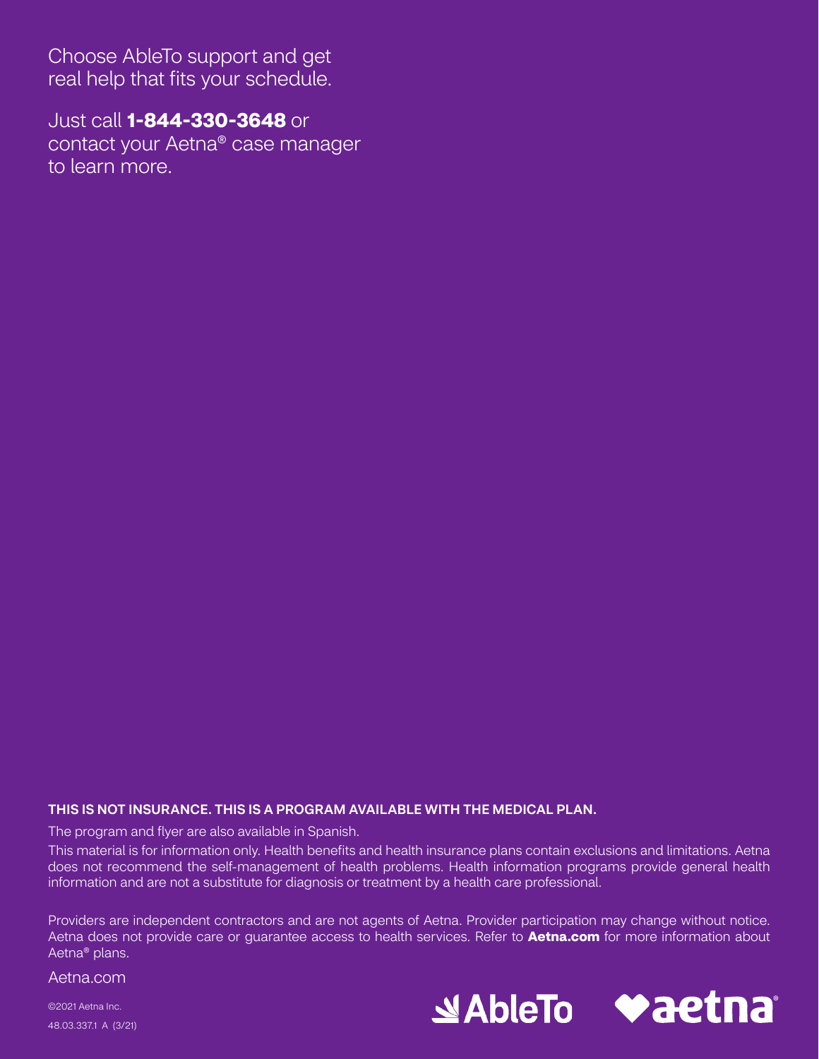Choose AbleTo support and get real help that fits your schedule.

Just call **1-844-330-3648** or contact your Aetna® case manager to learn more.

**THIS IS NOT INSURANCE. THIS IS A PROGRAM AVAILABLE WITH THE MEDICAL PLAN.**

The program and flyer are also available in Spanish.

This material is for information only. Health benefits and health insurance plans contain exclusions and limitations. Aetna does not recommend the self-management of health problems. Health information programs provide general health information and are not a substitute for diagnosis or treatment by a health care professional.

Providers are independent contractors and are not agents of Aetna. Provider participation may change without notice. Aetna does not provide care or guarantee access to health services. Refer to **Aetna.com** for more information about Aetna® plans.

Aetna.com

©2021 Aetna Inc.

48.03.337.1 A (3/21)

AbleTo aetna®